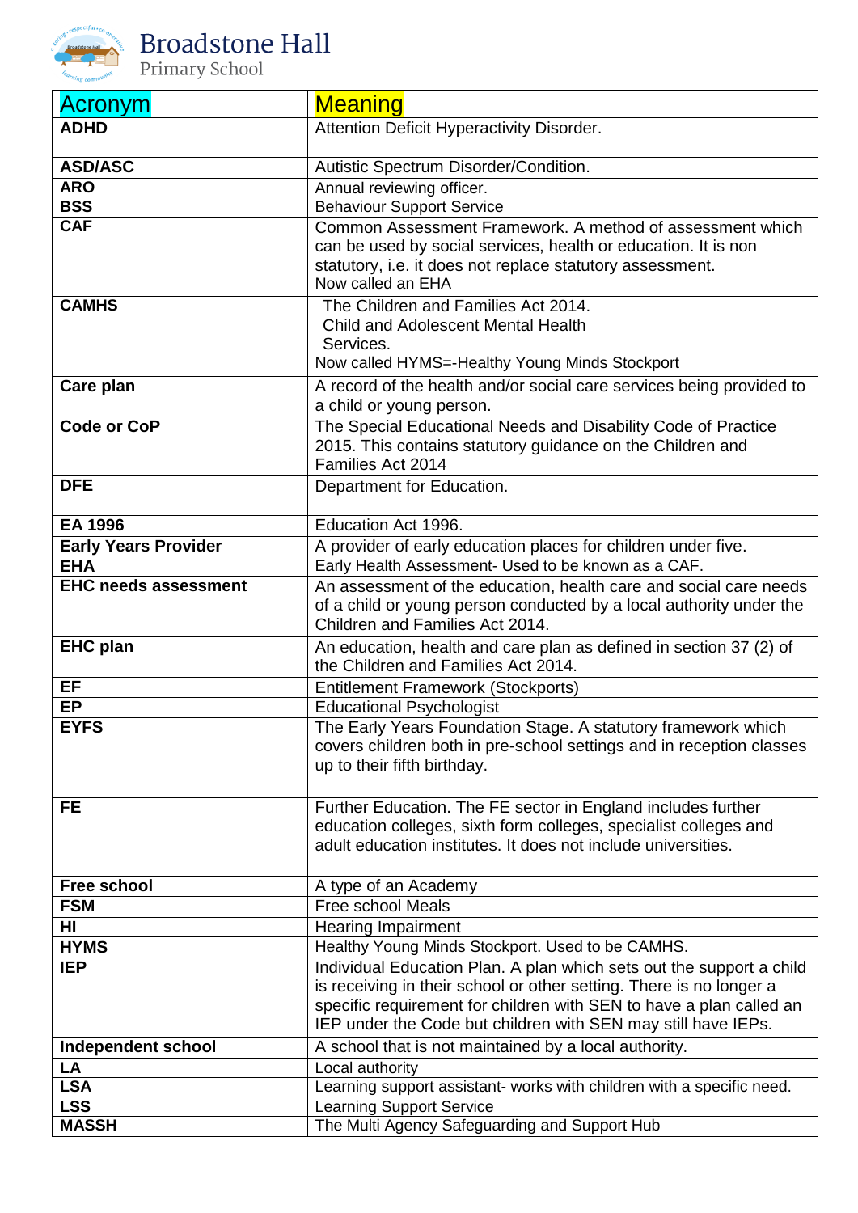# Broadstone Hall

Primary School

| Acronym | Meaning |
| --- | --- |
| **ADHD** | Attention Deficit Hyperactivity Disorder. |
| **ASD/ASC** | Autistic Spectrum Disorder/Condition. |
| **ARO** | Annual reviewing officer. |
| **BSS** | Behaviour Support Service |
| **CAF** | Common Assessment Framework. A method of assessment which can be used by social services, health or education. It is non statutory, i.e. it does not replace statutory assessment. Now called an EHA |
| **CAMHS** | The Children and Families Act 2014. Child and Adolescent Mental Health Services. Now called HYMS=-Healthy Young Minds Stockport |
| **Care plan** | A record of the health and/or social care services being provided to a child or young person. |
| **Code or CoP** | The Special Educational Needs and Disability Code of Practice 2015. This contains statutory guidance on the Children and Families Act 2014 |
| **DFE** | Department for Education. |
| **EA 1996** | Education Act 1996. |
| **Early Years Provider** | A provider of early education places for children under five. |
| **EHA** | Early Health Assessment- Used to be known as a CAF. |
| **EHC needs assessment** | An assessment of the education, health care and social care needs of a child or young person conducted by a local authority under the Children and Families Act 2014. |
| **EHC plan** | An education, health and care plan as defined in section 37 (2) of the Children and Families Act 2014. |
| **EF** | Entitlement Framework (Stockports) |
| **EP** | Educational Psychologist |
| **EYFS** | The Early Years Foundation Stage. A statutory framework which covers children both in pre-school settings and in reception classes up to their fifth birthday. |
| **FE** | Further Education. The FE sector in England includes further education colleges, sixth form colleges, specialist colleges and adult education institutes. It does not include universities. |
| **Free school** | A type of an Academy |
| **FSM** | Free school Meals |
| **HI** | Hearing Impairment |
| **HYMS** | Healthy Young Minds Stockport. Used to be CAMHS. |
| **IEP** | Individual Education Plan. A plan which sets out the support a child is receiving in their school or other setting. There is no longer a specific requirement for children with SEN to have a plan called an IEP under the Code but children with SEN may still have IEPs. |
| **Independent school** | A school that is not maintained by a local authority. |
| **LA** | Local authority |
| **LSA** | Learning support assistant- works with children with a specific need. |
| **LSS** | Learning Support Service |
| **MASSH** | The Multi Agency Safeguarding and Support Hub |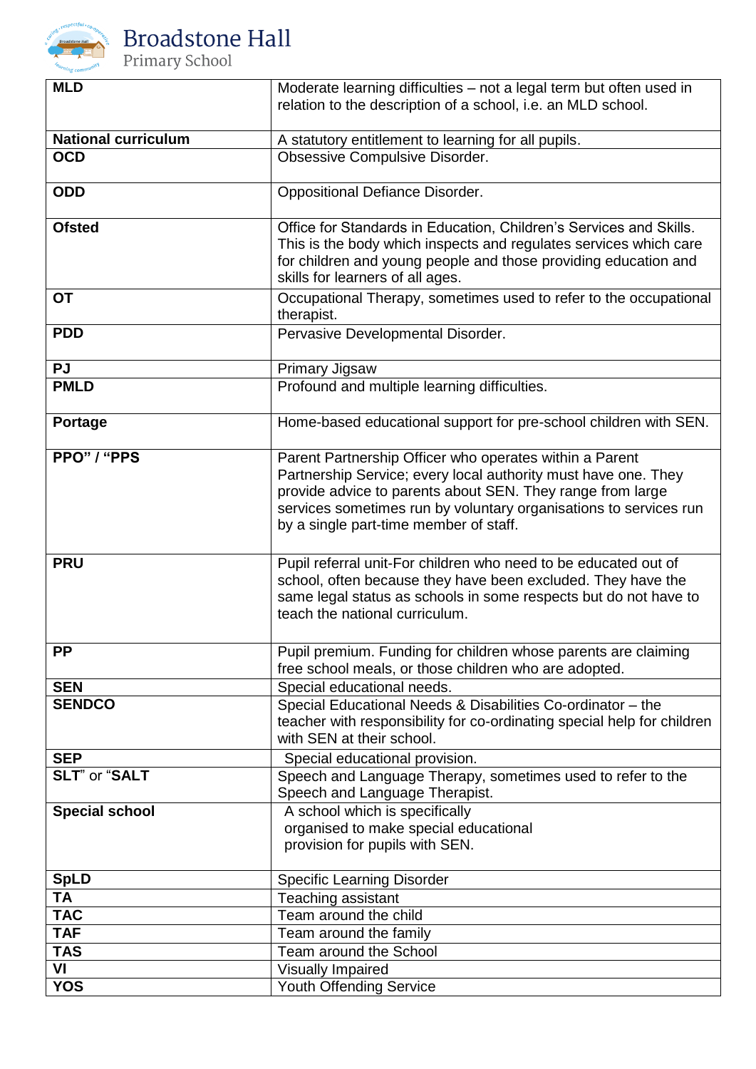| | |
|---|---|
| **MLD** | Moderate learning difficulties – not a legal term but often used in relation to the description of a school, i.e. an MLD school. |
| **National curriculum** | A statutory entitlement to learning for all pupils. |
| **OCD** | Obsessive Compulsive Disorder. |
| **ODD** | Oppositional Defiance Disorder. |
| **Ofsted** | Office for Standards in Education, Children's Services and Skills. This is the body which inspects and regulates services which care for children and young people and those providing education and skills for learners of all ages. |
| **OT** | Occupational Therapy, sometimes used to refer to the occupational therapist. |
| **PDD** | Pervasive Developmental Disorder. |
| **PJ** | Primary Jigsaw |
| **PMLD** | Profound and multiple learning difficulties. |
| **Portage** | Home-based educational support for pre-school children with SEN. |
| **PPO" / "PPS** | Parent Partnership Officer who operates within a Parent Partnership Service; every local authority must have one. They provide advice to parents about SEN. They range from large services sometimes run by voluntary organisations to services run by a single part-time member of staff. |
| **PRU** | Pupil referral unit-For children who need to be educated out of school, often because they have been excluded. They have the same legal status as schools in some respects but do not have to teach the national curriculum. |
| **PP** | Pupil premium. Funding for children whose parents are claiming free school meals, or those children who are adopted. |
| **SEN** | Special educational needs. |
| **SENDCO** | Special Educational Needs & Disabilities Co-ordinator – the teacher with responsibility for co-ordinating special help for children with SEN at their school. |
| **SEP** | Special educational provision. |
| **SLT**" or "**SALT** | Speech and Language Therapy, sometimes used to refer to the Speech and Language Therapist. |
| **Special school** | A school which is specifically organised to make special educational provision for pupils with SEN. |
| **SpLD** | Specific Learning Disorder |
| **TA** | Teaching assistant |
| **TAC** | Team around the child |
| **TAF** | Team around the family |
| **TAS** | Team around the School |
| **VI** | Visually Impaired |
| **YOS** | Youth Offending Service |